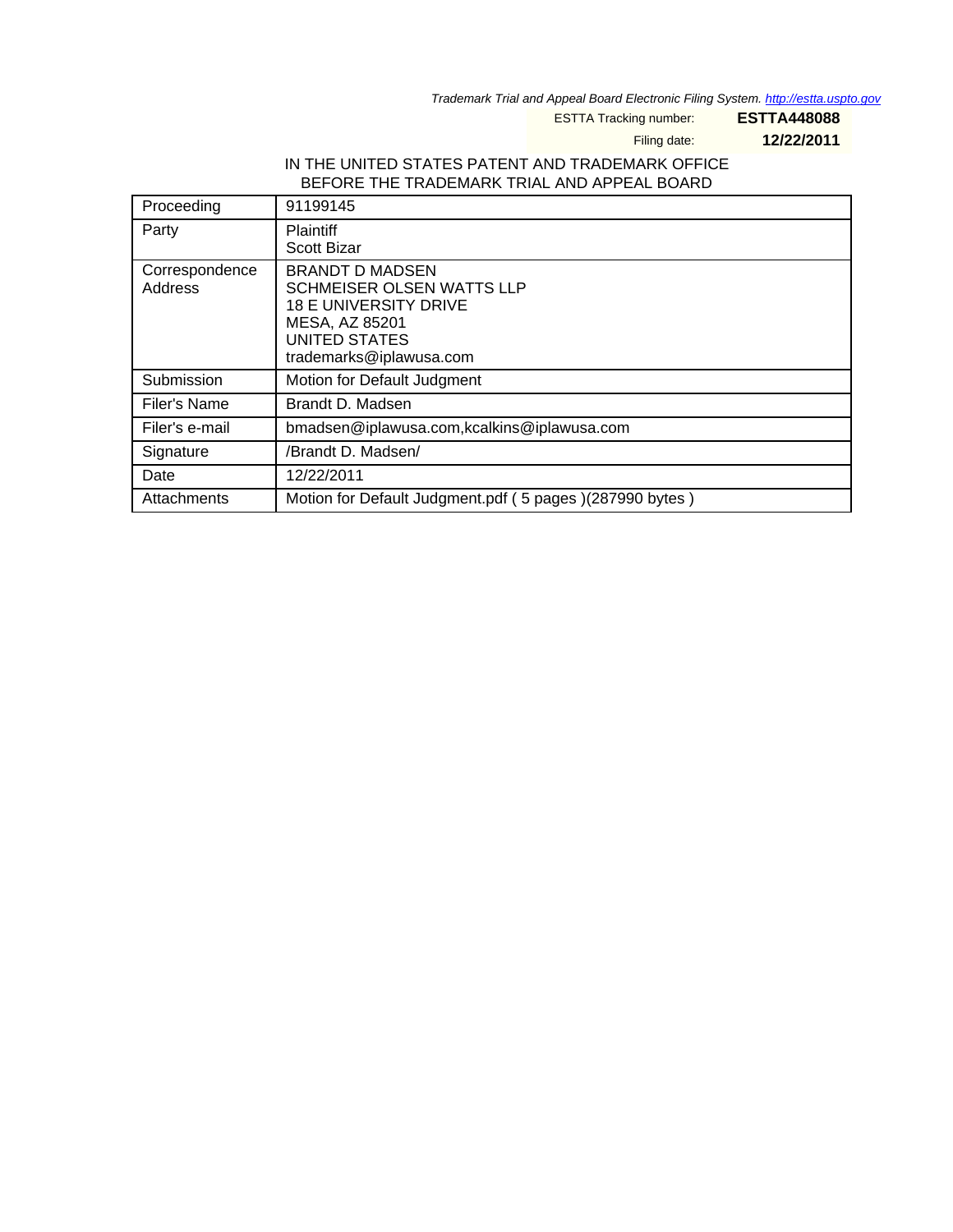Trademark Trial and Appeal Board Electronic Filing System. http://estta.uspto.gov

ESTTA Tracking number: **ESTTA448088**

Filing date: **12/22/2011**

IN THE UNITED STATES PATENT AND TRADEMARK OFFICE
BEFORE THE TRADEMARK TRIAL AND APPEAL BOARD

| | |
|---|---|
| Proceeding | 91199145 |
| Party | Plaintiff<br>Scott Bizar |
| Correspondence Address | BRANDT D MADSEN<br>SCHMEISER OLSEN WATTS LLP<br>18 E UNIVERSITY DRIVE<br>MESA, AZ 85201<br>UNITED STATES<br>trademarks@iplawusa.com |
| Submission | Motion for Default Judgment |
| Filer's Name | Brandt D. Madsen |
| Filer's e-mail | bmadsen@iplawusa.com,kcalkins@iplawusa.com |
| Signature | /Brandt D. Madsen/ |
| Date | 12/22/2011 |
| Attachments | Motion for Default Judgment.pdf ( 5 pages )(287990 bytes ) |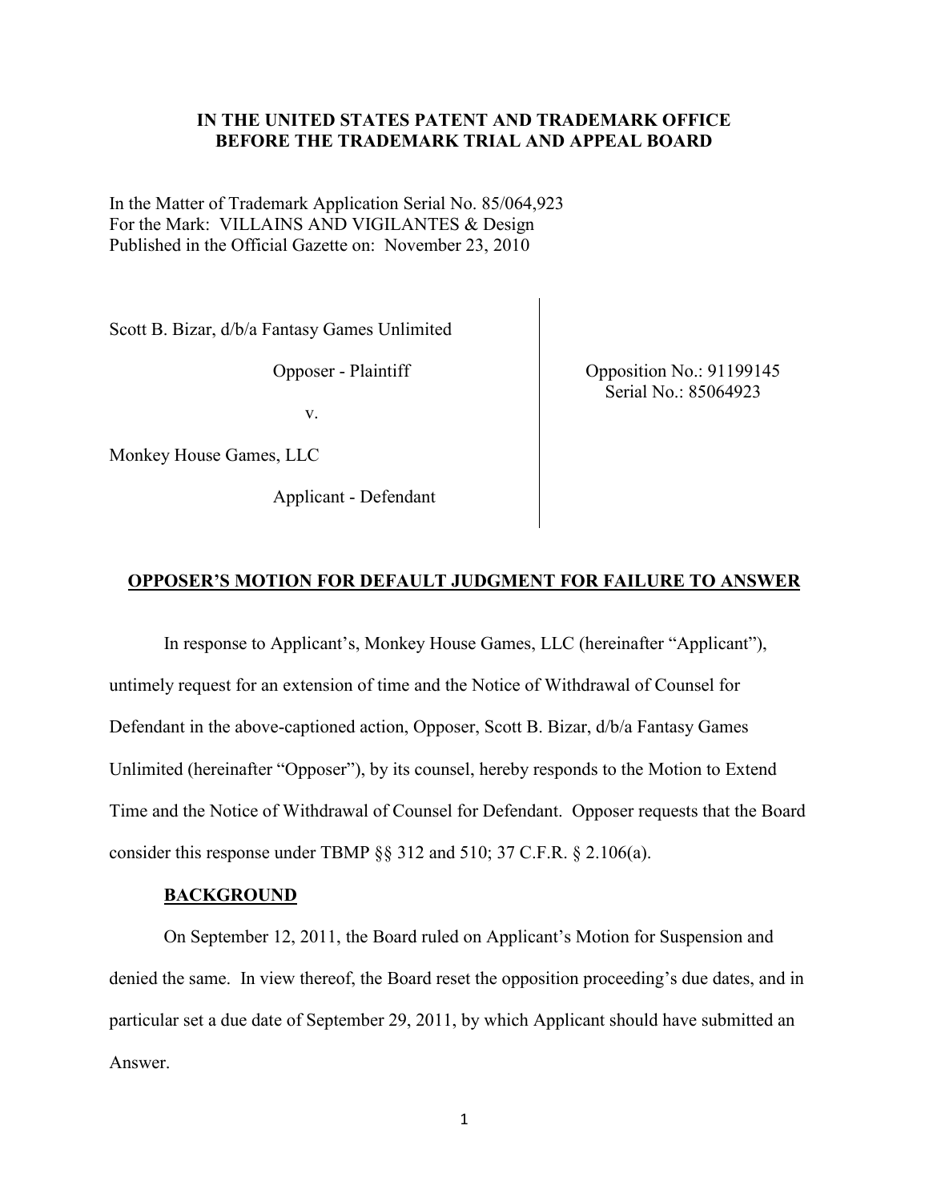**IN THE UNITED STATES PATENT AND TRADEMARK OFFICE**
**BEFORE THE TRADEMARK TRIAL AND APPEAL BOARD**

In the Matter of Trademark Application Serial No. 85/064,923
For the Mark: VILLAINS AND VIGILANTES & Design
Published in the Official Gazette on: November 23, 2010

Scott B. Bizar, d/b/a Fantasy Games Unlimited

Opposer - Plaintiff

v.

Monkey House Games, LLC

Applicant - Defendant

Opposition No.: 91199145
Serial No.: 85064923

## OPPOSER'S MOTION FOR DEFAULT JUDGMENT FOR FAILURE TO ANSWER

In response to Applicant's, Monkey House Games, LLC (hereinafter "Applicant"), untimely request for an extension of time and the Notice of Withdrawal of Counsel for Defendant in the above-captioned action, Opposer, Scott B. Bizar, d/b/a Fantasy Games Unlimited (hereinafter "Opposer"), by its counsel, hereby responds to the Motion to Extend Time and the Notice of Withdrawal of Counsel for Defendant. Opposer requests that the Board consider this response under TBMP §§ 312 and 510; 37 C.F.R. § 2.106(a).

### BACKGROUND

On September 12, 2011, the Board ruled on Applicant's Motion for Suspension and denied the same. In view thereof, the Board reset the opposition proceeding's due dates, and in particular set a due date of September 29, 2011, by which Applicant should have submitted an Answer.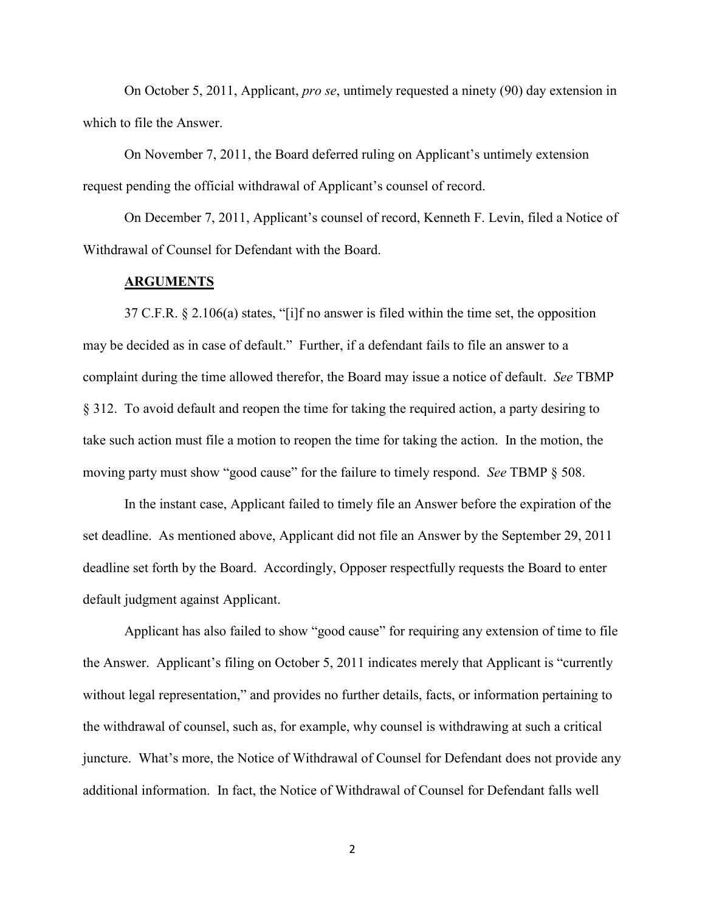On October 5, 2011, Applicant, *pro se*, untimely requested a ninety (90) day extension in which to file the Answer.

On November 7, 2011, the Board deferred ruling on Applicant's untimely extension request pending the official withdrawal of Applicant's counsel of record.

On December 7, 2011, Applicant's counsel of record, Kenneth F. Levin, filed a Notice of Withdrawal of Counsel for Defendant with the Board.

## **ARGUMENTS**

37 C.F.R. § 2.106(a) states, "[i]f no answer is filed within the time set, the opposition may be decided as in case of default." Further, if a defendant fails to file an answer to a complaint during the time allowed therefor, the Board may issue a notice of default. *See* TBMP § 312. To avoid default and reopen the time for taking the required action, a party desiring to take such action must file a motion to reopen the time for taking the action. In the motion, the moving party must show "good cause" for the failure to timely respond. *See* TBMP § 508.

In the instant case, Applicant failed to timely file an Answer before the expiration of the set deadline. As mentioned above, Applicant did not file an Answer by the September 29, 2011 deadline set forth by the Board. Accordingly, Opposer respectfully requests the Board to enter default judgment against Applicant.

Applicant has also failed to show "good cause" for requiring any extension of time to file the Answer. Applicant's filing on October 5, 2011 indicates merely that Applicant is "currently without legal representation," and provides no further details, facts, or information pertaining to the withdrawal of counsel, such as, for example, why counsel is withdrawing at such a critical juncture. What's more, the Notice of Withdrawal of Counsel for Defendant does not provide any additional information. In fact, the Notice of Withdrawal of Counsel for Defendant falls well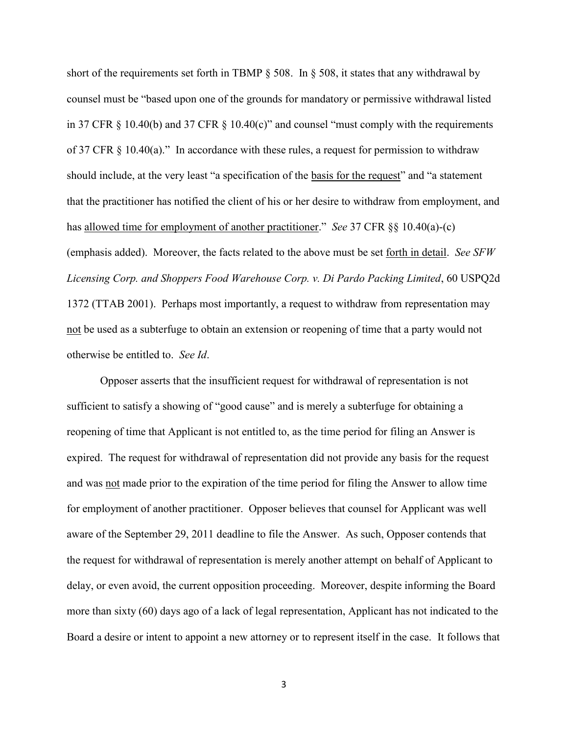short of the requirements set forth in TBMP § 508. In § 508, it states that any withdrawal by counsel must be "based upon one of the grounds for mandatory or permissive withdrawal listed in 37 CFR § 10.40(b) and 37 CFR § 10.40(c)" and counsel "must comply with the requirements of 37 CFR § 10.40(a)." In accordance with these rules, a request for permission to withdraw should include, at the very least "a specification of the <u>basis for the request</u>" and "a statement that the practitioner has notified the client of his or her desire to withdraw from employment, and has <u>allowed time for employment of another practitioner</u>." *See* 37 CFR §§ 10.40(a)-(c) (emphasis added). Moreover, the facts related to the above must be set <u>forth in detail</u>. *See SFW Licensing Corp. and Shoppers Food Warehouse Corp. v. Di Pardo Packing Limited*, 60 USPQ2d 1372 (TTAB 2001). Perhaps most importantly, a request to withdraw from representation may <u>not</u> be used as a subterfuge to obtain an extension or reopening of time that a party would not otherwise be entitled to. *See Id*.

Opposer asserts that the insufficient request for withdrawal of representation is not sufficient to satisfy a showing of "good cause" and is merely a subterfuge for obtaining a reopening of time that Applicant is not entitled to, as the time period for filing an Answer is expired. The request for withdrawal of representation did not provide any basis for the request and was <u>not</u> made prior to the expiration of the time period for filing the Answer to allow time for employment of another practitioner. Opposer believes that counsel for Applicant was well aware of the September 29, 2011 deadline to file the Answer. As such, Opposer contends that the request for withdrawal of representation is merely another attempt on behalf of Applicant to delay, or even avoid, the current opposition proceeding. Moreover, despite informing the Board more than sixty (60) days ago of a lack of legal representation, Applicant has not indicated to the Board a desire or intent to appoint a new attorney or to represent itself in the case. It follows that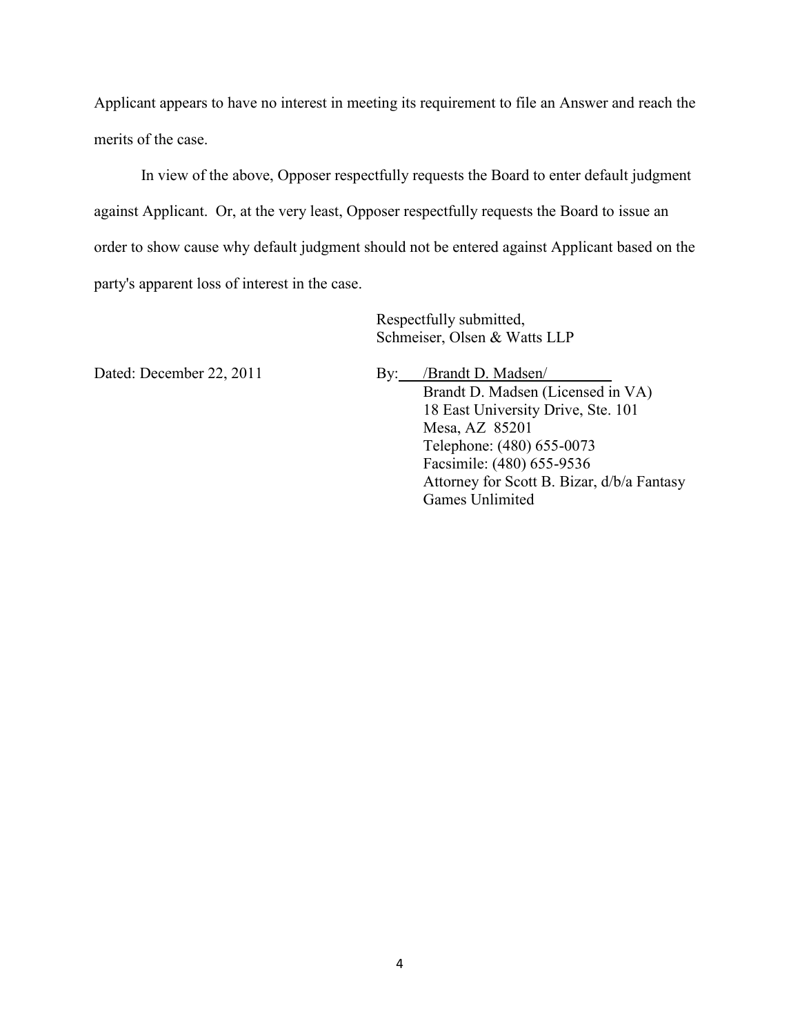Applicant appears to have no interest in meeting its requirement to file an Answer and reach the merits of the case.

In view of the above, Opposer respectfully requests the Board to enter default judgment against Applicant. Or, at the very least, Opposer respectfully requests the Board to issue an order to show cause why default judgment should not be entered against Applicant based on the party's apparent loss of interest in the case.

Respectfully submitted,
Schmeiser, Olsen & Watts LLP

Dated: December 22, 2011

By: /Brandt D. Madsen/
Brandt D. Madsen (Licensed in VA)
18 East University Drive, Ste. 101
Mesa, AZ 85201
Telephone: (480) 655-0073
Facsimile: (480) 655-9536
Attorney for Scott B. Bizar, d/b/a Fantasy Games Unlimited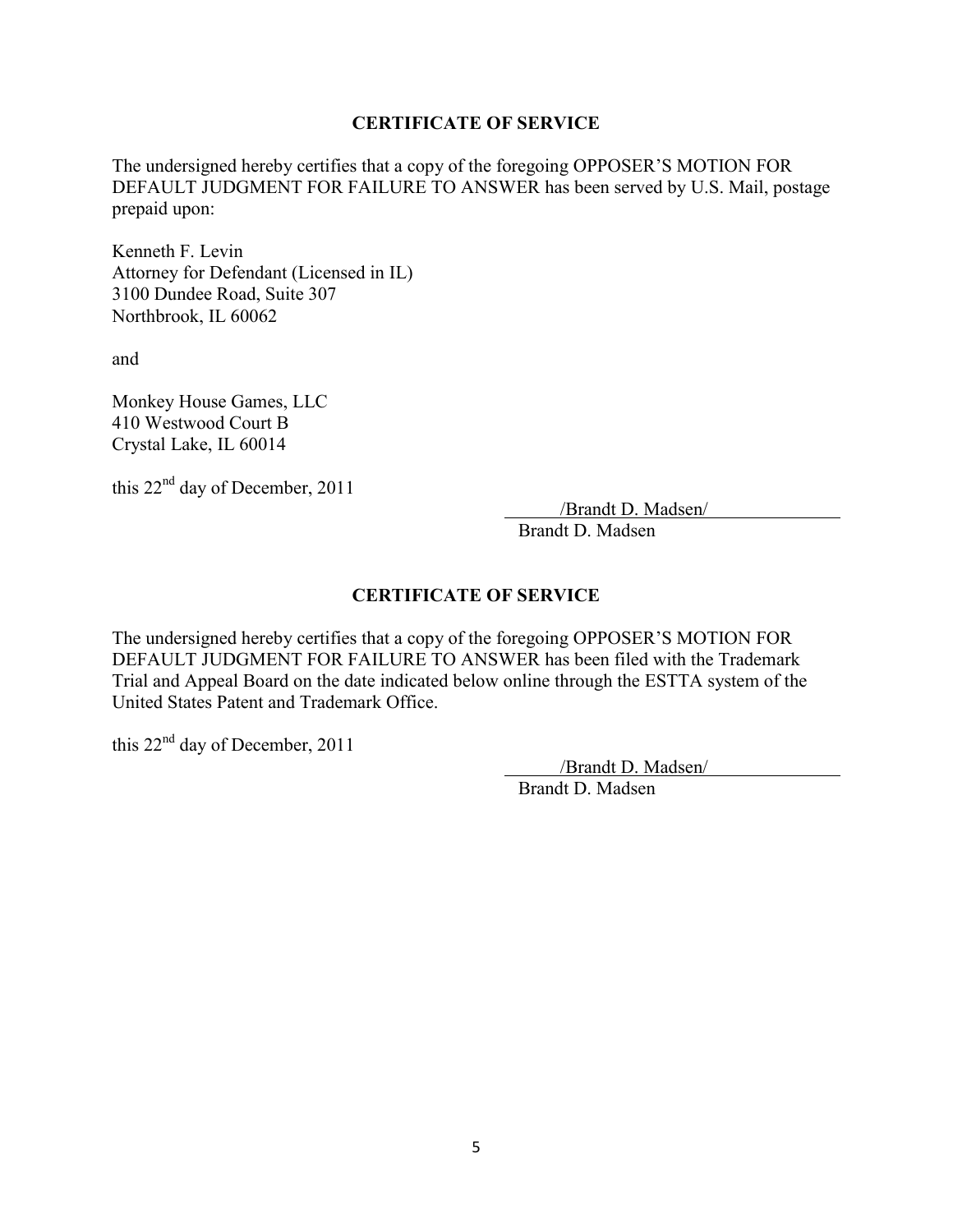## CERTIFICATE OF SERVICE

The undersigned hereby certifies that a copy of the foregoing OPPOSER'S MOTION FOR DEFAULT JUDGMENT FOR FAILURE TO ANSWER has been served by U.S. Mail, postage prepaid upon:

Kenneth F. Levin
Attorney for Defendant (Licensed in IL)
3100 Dundee Road, Suite 307
Northbrook, IL 60062

and

Monkey House Games, LLC
410 Westwood Court B
Crystal Lake, IL 60014

this 22nd day of December, 2011

/Brandt D. Madsen/
Brandt D. Madsen

## CERTIFICATE OF SERVICE

The undersigned hereby certifies that a copy of the foregoing OPPOSER'S MOTION FOR DEFAULT JUDGMENT FOR FAILURE TO ANSWER has been filed with the Trademark Trial and Appeal Board on the date indicated below online through the ESTTA system of the United States Patent and Trademark Office.

this 22nd day of December, 2011

/Brandt D. Madsen/
Brandt D. Madsen